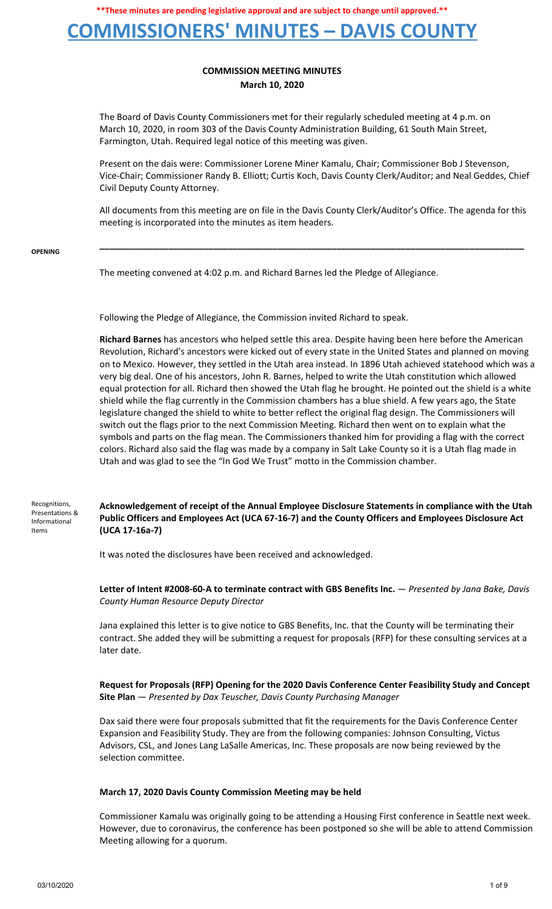**\*\*These minutes are pending legislative approval and are subject to change until approved.\*\***

# COMMISSIONERS' MINUTES – DAVIS COUNTY

## COMMISSION MEETING MINUTES
**March 10, 2020**

The Board of Davis County Commissioners met for their regularly scheduled meeting at 4 p.m. on March 10, 2020, in room 303 of the Davis County Administration Building, 61 South Main Street, Farmington, Utah. Required legal notice of this meeting was given.

Present on the dais were: Commissioner Lorene Miner Kamalu, Chair; Commissioner Bob J Stevenson, Vice-Chair; Commissioner Randy B. Elliott; Curtis Koch, Davis County Clerk/Auditor; and Neal Geddes, Chief Civil Deputy County Attorney.

All documents from this meeting are on file in the Davis County Clerk/Auditor's Office. The agenda for this meeting is incorporated into the minutes as item headers.

---

**OPENING**

The meeting convened at 4:02 p.m. and Richard Barnes led the Pledge of Allegiance.

Following the Pledge of Allegiance, the Commission invited Richard to speak.

**Richard Barnes** has ancestors who helped settle this area. Despite having been here before the American Revolution, Richard's ancestors were kicked out of every state in the United States and planned on moving on to Mexico. However, they settled in the Utah area instead. In 1896 Utah achieved statehood which was a very big deal. One of his ancestors, John R. Barnes, helped to write the Utah constitution which allowed equal protection for all. Richard then showed the Utah flag he brought. He pointed out the shield is a white shield while the flag currently in the Commission chambers has a blue shield. A few years ago, the State legislature changed the shield to white to better reflect the original flag design. The Commissioners will switch out the flags prior to the next Commission Meeting. Richard then went on to explain what the symbols and parts on the flag mean. The Commissioners thanked him for providing a flag with the correct colors. Richard also said the flag was made by a company in Salt Lake County so it is a Utah flag made in Utah and was glad to see the "In God We Trust" motto in the Commission chamber.

**Recognitions, Presentations & Informational Items**

**Acknowledgement of receipt of the Annual Employee Disclosure Statements in compliance with the Utah Public Officers and Employees Act (UCA 67-16-7) and the County Officers and Employees Disclosure Act (UCA 17-16a-7)**

It was noted the disclosures have been received and acknowledged.

**Letter of Intent #2008-60-A to terminate contract with GBS Benefits Inc.** — *Presented by Jana Bake, Davis County Human Resource Deputy Director*

Jana explained this letter is to give notice to GBS Benefits, Inc. that the County will be terminating their contract. She added they will be submitting a request for proposals (RFP) for these consulting services at a later date.

**Request for Proposals (RFP) Opening for the 2020 Davis Conference Center Feasibility Study and Concept Site Plan** — *Presented by Dax Teuscher, Davis County Purchasing Manager*

Dax said there were four proposals submitted that fit the requirements for the Davis Conference Center Expansion and Feasibility Study. They are from the following companies: Johnson Consulting, Victus Advisors, CSL, and Jones Lang LaSalle Americas, Inc. These proposals are now being reviewed by the selection committee.

**March 17, 2020 Davis County Commission Meeting may be held**

Commissioner Kamalu was originally going to be attending a Housing First conference in Seattle next week. However, due to coronavirus, the conference has been postponed so she will be able to attend Commission Meeting allowing for a quorum.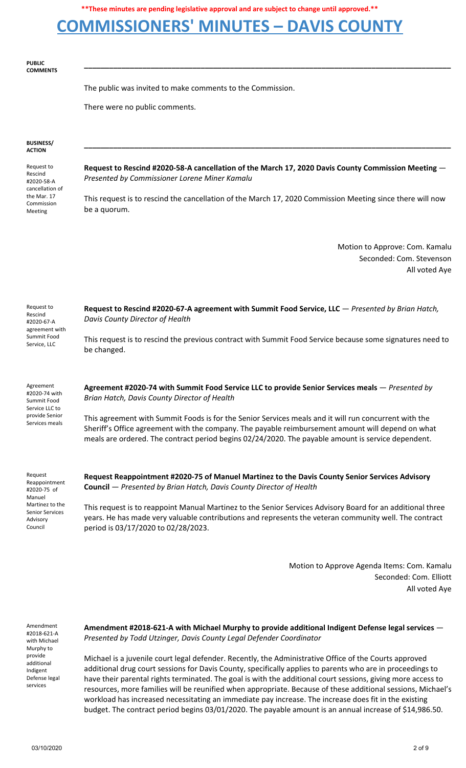**\*\*These minutes are pending legislative approval and are subject to change until approved.\*\***

# COMMISSIONERS' MINUTES – DAVIS COUNTY

**PUBLIC COMMENTS**

The public was invited to make comments to the Commission.

There were no public comments.

**BUSINESS/ ACTION**

*Request to Rescind #2020-58-A cancellation of the Mar. 17 Commission Meeting*

**Request to Rescind #2020-58-A cancellation of the March 17, 2020 Davis County Commission Meeting** — *Presented by Commissioner Lorene Miner Kamalu*

This request is to rescind the cancellation of the March 17, 2020 Commission Meeting since there will now be a quorum.

Motion to Approve: Com. Kamalu
Seconded: Com. Stevenson
All voted Aye

*Request to Rescind #2020-67-A agreement with Summit Food Service, LLC*

**Request to Rescind #2020-67-A agreement with Summit Food Service, LLC** — *Presented by Brian Hatch, Davis County Director of Health*

This request is to rescind the previous contract with Summit Food Service because some signatures need to be changed.

*Agreement #2020-74 with Summit Food Service LLC to provide Senior Services meals*

**Agreement #2020-74 with Summit Food Service LLC to provide Senior Services meals** — *Presented by Brian Hatch, Davis County Director of Health*

This agreement with Summit Foods is for the Senior Services meals and it will run concurrent with the Sheriff's Office agreement with the company. The payable reimbursement amount will depend on what meals are ordered. The contract period begins 02/24/2020. The payable amount is service dependent.

*Request Reappointment #2020-75 of Manuel Martinez to the Senior Services Advisory Council*

**Request Reappointment #2020-75 of Manuel Martinez to the Davis County Senior Services Advisory Council** — *Presented by Brian Hatch, Davis County Director of Health*

This request is to reappoint Manual Martinez to the Senior Services Advisory Board for an additional three years. He has made very valuable contributions and represents the veteran community well. The contract period is 03/17/2020 to 02/28/2023.

Motion to Approve Agenda Items: Com. Kamalu
Seconded: Com. Elliott
All voted Aye

*Amendment #2018-621-A with Michael Murphy to provide additional Indigent Defense legal services*

**Amendment #2018-621-A with Michael Murphy to provide additional Indigent Defense legal services** — *Presented by Todd Utzinger, Davis County Legal Defender Coordinator*

Michael is a juvenile court legal defender. Recently, the Administrative Office of the Courts approved additional drug court sessions for Davis County, specifically applies to parents who are in proceedings to have their parental rights terminated. The goal is with the additional court sessions, giving more access to resources, more families will be reunified when appropriate. Because of these additional sessions, Michael's workload has increased necessitating an immediate pay increase. The increase does fit in the existing budget. The contract period begins 03/01/2020. The payable amount is an annual increase of $14,986.50.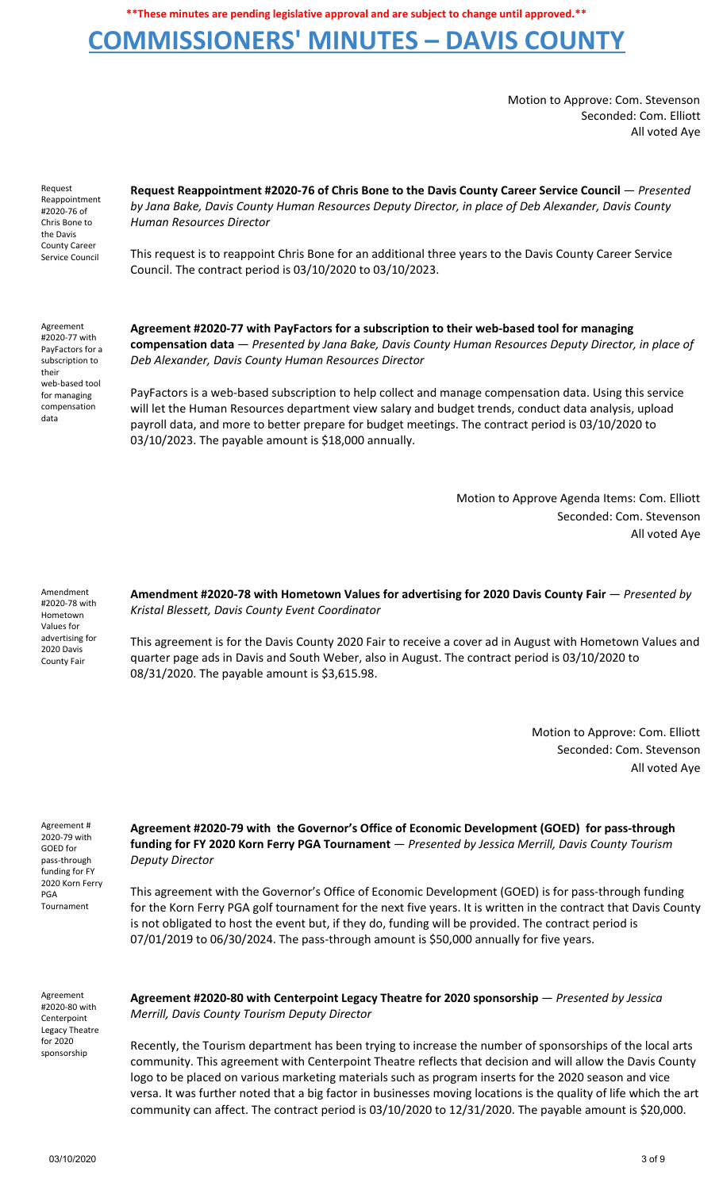**These minutes are pending legislative approval and are subject to change until approved.**

# COMMISSIONERS' MINUTES – DAVIS COUNTY

Motion to Approve: Com. Stevenson
Seconded: Com. Elliott
All voted Aye

Request Reappointment #2020-76 of Chris Bone to the Davis County Career Service Council

**Request Reappointment #2020-76 of Chris Bone to the Davis County Career Service Council** — *Presented by Jana Bake, Davis County Human Resources Deputy Director, in place of Deb Alexander, Davis County Human Resources Director*

This request is to reappoint Chris Bone for an additional three years to the Davis County Career Service Council. The contract period is 03/10/2020 to 03/10/2023.

Agreement #2020-77 with PayFactors for a subscription to their web-based tool for managing compensation data

**Agreement #2020-77 with PayFactors for a subscription to their web-based tool for managing compensation data** — *Presented by Jana Bake, Davis County Human Resources Deputy Director, in place of Deb Alexander, Davis County Human Resources Director*

PayFactors is a web-based subscription to help collect and manage compensation data. Using this service will let the Human Resources department view salary and budget trends, conduct data analysis, upload payroll data, and more to better prepare for budget meetings. The contract period is 03/10/2020 to 03/10/2023. The payable amount is $18,000 annually.

Motion to Approve Agenda Items: Com. Elliott
Seconded: Com. Stevenson
All voted Aye

Amendment #2020-78 with Hometown Values for advertising for 2020 Davis County Fair

**Amendment #2020-78 with Hometown Values for advertising for 2020 Davis County Fair** — *Presented by Kristal Blessett, Davis County Event Coordinator*

This agreement is for the Davis County 2020 Fair to receive a cover ad in August with Hometown Values and quarter page ads in Davis and South Weber, also in August. The contract period is 03/10/2020 to 08/31/2020. The payable amount is $3,615.98.

Motion to Approve: Com. Elliott
Seconded: Com. Stevenson
All voted Aye

Agreement # 2020-79 with GOED for pass-through funding for FY 2020 Korn Ferry PGA Tournament

**Agreement #2020-79 with the Governor's Office of Economic Development (GOED) for pass-through funding for FY 2020 Korn Ferry PGA Tournament** — *Presented by Jessica Merrill, Davis County Tourism Deputy Director*

This agreement with the Governor's Office of Economic Development (GOED) is for pass-through funding for the Korn Ferry PGA golf tournament for the next five years. It is written in the contract that Davis County is not obligated to host the event but, if they do, funding will be provided. The contract period is 07/01/2019 to 06/30/2024. The pass-through amount is $50,000 annually for five years.

Agreement #2020-80 with Centerpoint Legacy Theatre for 2020 sponsorship

**Agreement #2020-80 with Centerpoint Legacy Theatre for 2020 sponsorship** — *Presented by Jessica Merrill, Davis County Tourism Deputy Director*

Recently, the Tourism department has been trying to increase the number of sponsorships of the local arts community. This agreement with Centerpoint Theatre reflects that decision and will allow the Davis County logo to be placed on various marketing materials such as program inserts for the 2020 season and vice versa. It was further noted that a big factor in businesses moving locations is the quality of life which the art community can affect. The contract period is 03/10/2020 to 12/31/2020. The payable amount is $20,000.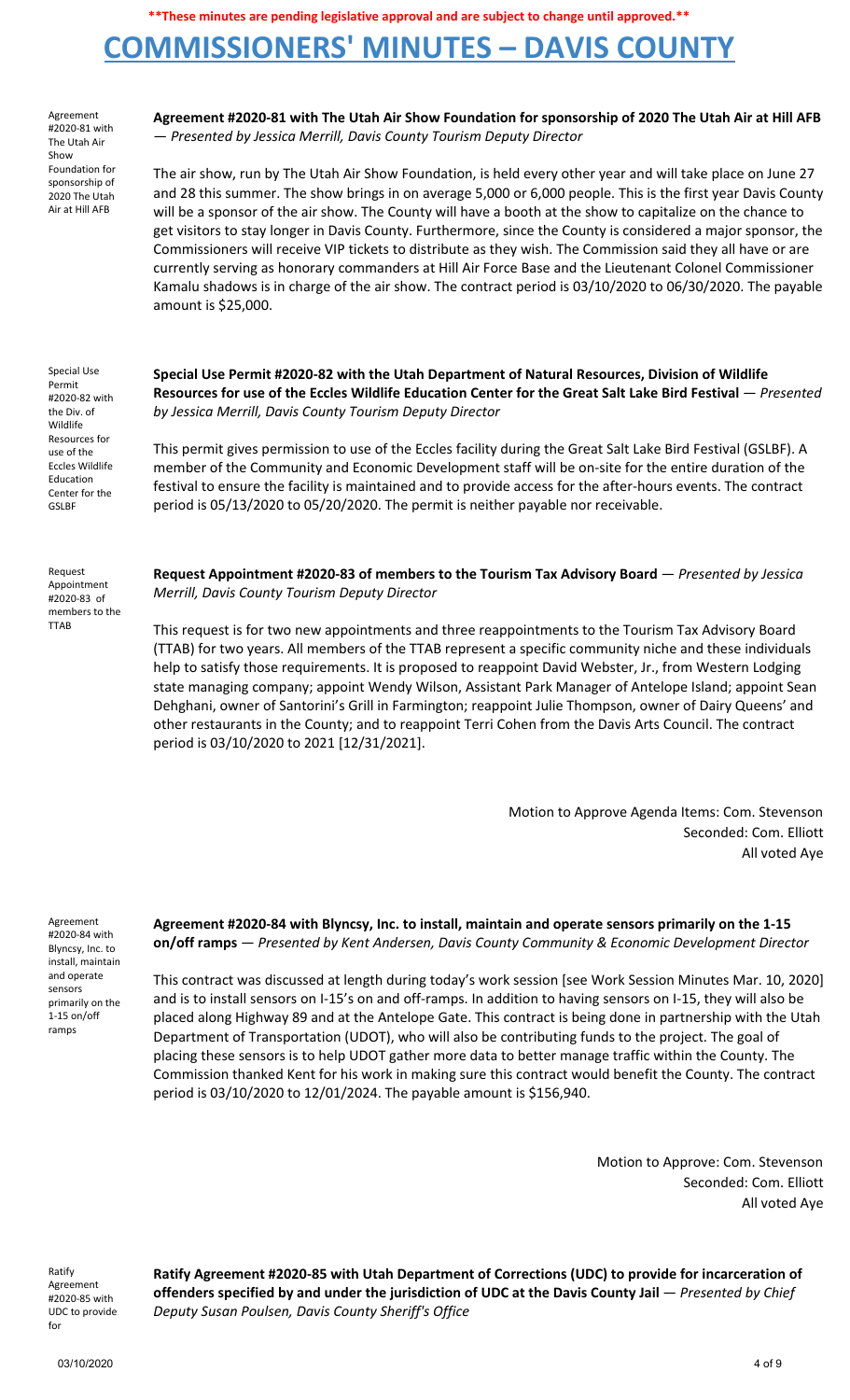**\*\*These minutes are pending legislative approval and are subject to change until approved.\*\***

# COMMISSIONERS' MINUTES – DAVIS COUNTY

Agreement #2020-81 with The Utah Air Show Foundation for sponsorship of 2020 The Utah Air at Hill AFB

**Agreement #2020-81 with The Utah Air Show Foundation for sponsorship of 2020 The Utah Air at Hill AFB** — *Presented by Jessica Merrill, Davis County Tourism Deputy Director*

The air show, run by The Utah Air Show Foundation, is held every other year and will take place on June 27 and 28 this summer. The show brings in on average 5,000 or 6,000 people. This is the first year Davis County will be a sponsor of the air show. The County will have a booth at the show to capitalize on the chance to get visitors to stay longer in Davis County. Furthermore, since the County is considered a major sponsor, the Commissioners will receive VIP tickets to distribute as they wish. The Commission said they all have or are currently serving as honorary commanders at Hill Air Force Base and the Lieutenant Colonel Commissioner Kamalu shadows is in charge of the air show. The contract period is 03/10/2020 to 06/30/2020. The payable amount is $25,000.

Special Use Permit #2020-82 with the Div. of Wildlife Resources for use of the Eccles Wildlife Education Center for the GSLBF

**Special Use Permit #2020-82 with the Utah Department of Natural Resources, Division of Wildlife Resources for use of the Eccles Wildlife Education Center for the Great Salt Lake Bird Festival** — *Presented by Jessica Merrill, Davis County Tourism Deputy Director*

This permit gives permission to use of the Eccles facility during the Great Salt Lake Bird Festival (GSLBF). A member of the Community and Economic Development staff will be on-site for the entire duration of the festival to ensure the facility is maintained and to provide access for the after-hours events. The contract period is 05/13/2020 to 05/20/2020. The permit is neither payable nor receivable.

Request Appointment #2020-83 of members to the TTAB

**Request Appointment #2020-83 of members to the Tourism Tax Advisory Board** — *Presented by Jessica Merrill, Davis County Tourism Deputy Director*

This request is for two new appointments and three reappointments to the Tourism Tax Advisory Board (TTAB) for two years. All members of the TTAB represent a specific community niche and these individuals help to satisfy those requirements. It is proposed to reappoint David Webster, Jr., from Western Lodging state managing company; appoint Wendy Wilson, Assistant Park Manager of Antelope Island; appoint Sean Dehghani, owner of Santorini's Grill in Farmington; reappoint Julie Thompson, owner of Dairy Queens' and other restaurants in the County; and to reappoint Terri Cohen from the Davis Arts Council. The contract period is 03/10/2020 to 2021 [12/31/2021].

Motion to Approve Agenda Items: Com. Stevenson
Seconded: Com. Elliott
All voted Aye

Agreement #2020-84 with Blyncsy, Inc. to install, maintain and operate sensors primarily on the 1-15 on/off ramps

**Agreement #2020-84 with Blyncsy, Inc. to install, maintain and operate sensors primarily on the 1-15 on/off ramps** — *Presented by Kent Andersen, Davis County Community & Economic Development Director*

This contract was discussed at length during today's work session [see Work Session Minutes Mar. 10, 2020] and is to install sensors on I-15's on and off-ramps. In addition to having sensors on I-15, they will also be placed along Highway 89 and at the Antelope Gate. This contract is being done in partnership with the Utah Department of Transportation (UDOT), who will also be contributing funds to the project. The goal of placing these sensors is to help UDOT gather more data to better manage traffic within the County. The Commission thanked Kent for his work in making sure this contract would benefit the County. The contract period is 03/10/2020 to 12/01/2024. The payable amount is $156,940.

Motion to Approve: Com. Stevenson
Seconded: Com. Elliott
All voted Aye

Ratify Agreement #2020-85 with UDC to provide for

**Ratify Agreement #2020-85 with Utah Department of Corrections (UDC) to provide for incarceration of offenders specified by and under the jurisdiction of UDC at the Davis County Jail** — *Presented by Chief Deputy Susan Poulsen, Davis County Sheriff's Office*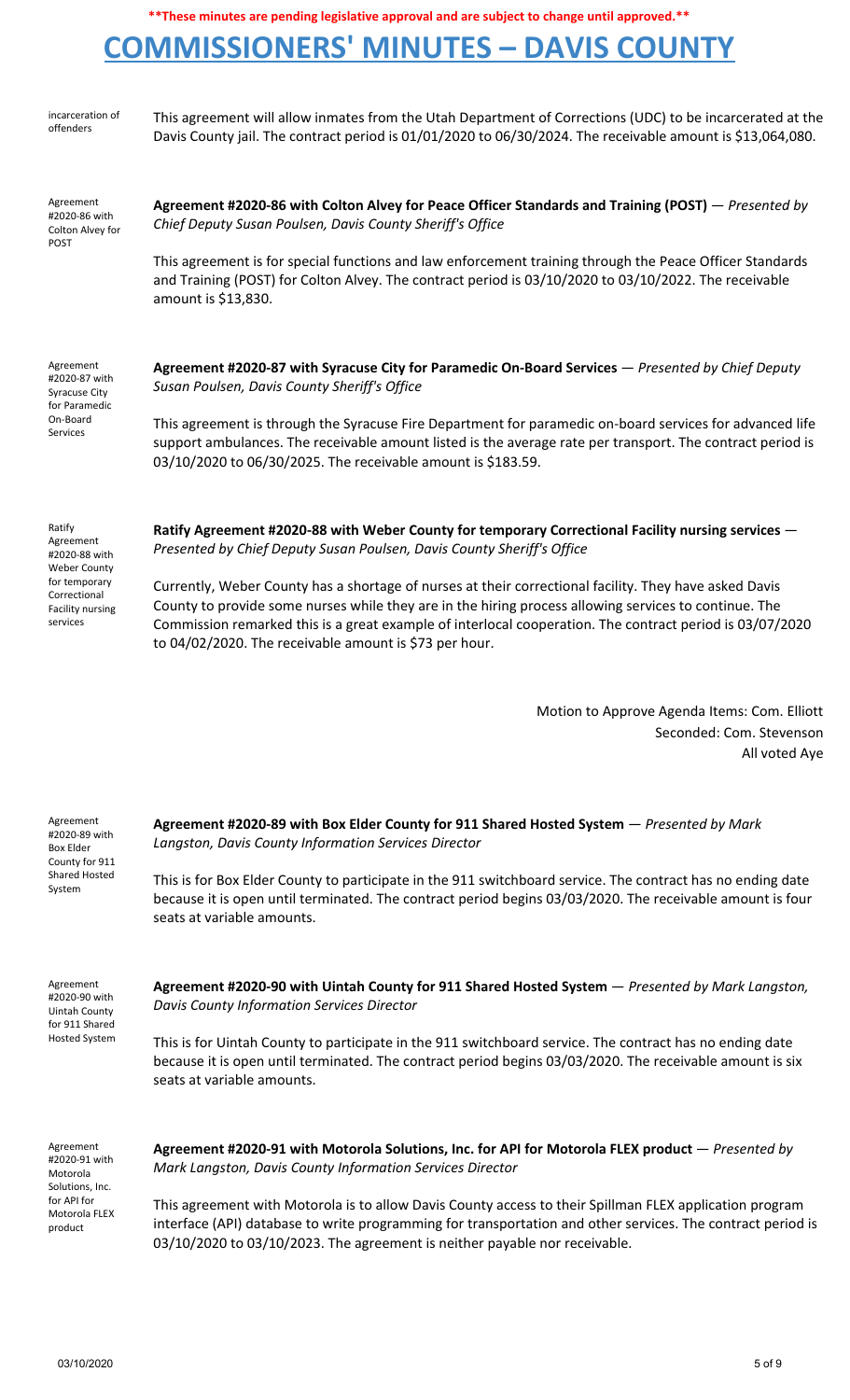**\*\*These minutes are pending legislative approval and are subject to change until approved.\*\***

# COMMISSIONERS' MINUTES – DAVIS COUNTY

*incarceration of offenders*

This agreement will allow inmates from the Utah Department of Corrections (UDC) to be incarcerated at the Davis County jail. The contract period is 01/01/2020 to 06/30/2024. The receivable amount is $13,064,080.

*Agreement #2020-86 with Colton Alvey for POST*

**Agreement #2020-86 with Colton Alvey for Peace Officer Standards and Training (POST)** — *Presented by Chief Deputy Susan Poulsen, Davis County Sheriff's Office*

This agreement is for special functions and law enforcement training through the Peace Officer Standards and Training (POST) for Colton Alvey. The contract period is 03/10/2020 to 03/10/2022. The receivable amount is $13,830.

*Agreement #2020-87 with Syracuse City for Paramedic On-Board Services*

**Agreement #2020-87 with Syracuse City for Paramedic On-Board Services** — *Presented by Chief Deputy Susan Poulsen, Davis County Sheriff's Office*

This agreement is through the Syracuse Fire Department for paramedic on-board services for advanced life support ambulances. The receivable amount listed is the average rate per transport. The contract period is 03/10/2020 to 06/30/2025. The receivable amount is $183.59.

*Ratify Agreement #2020-88 with Weber County for temporary Correctional Facility nursing services*

**Ratify Agreement #2020-88 with Weber County for temporary Correctional Facility nursing services** — *Presented by Chief Deputy Susan Poulsen, Davis County Sheriff's Office*

Currently, Weber County has a shortage of nurses at their correctional facility. They have asked Davis County to provide some nurses while they are in the hiring process allowing services to continue. The Commission remarked this is a great example of interlocal cooperation. The contract period is 03/07/2020 to 04/02/2020. The receivable amount is $73 per hour.

Motion to Approve Agenda Items: Com. Elliott
Seconded: Com. Stevenson
All voted Aye

*Agreement #2020-89 with Box Elder County for 911 Shared Hosted System*

**Agreement #2020-89 with Box Elder County for 911 Shared Hosted System** — *Presented by Mark Langston, Davis County Information Services Director*

This is for Box Elder County to participate in the 911 switchboard service. The contract has no ending date because it is open until terminated. The contract period begins 03/03/2020. The receivable amount is four seats at variable amounts.

*Agreement #2020-90 with Uintah County for 911 Shared Hosted System*

**Agreement #2020-90 with Uintah County for 911 Shared Hosted System** — *Presented by Mark Langston, Davis County Information Services Director*

This is for Uintah County to participate in the 911 switchboard service. The contract has no ending date because it is open until terminated. The contract period begins 03/03/2020. The receivable amount is six seats at variable amounts.

*Agreement #2020-91 with Motorola Solutions, Inc. for API for Motorola FLEX product*

**Agreement #2020-91 with Motorola Solutions, Inc. for API for Motorola FLEX product** — *Presented by Mark Langston, Davis County Information Services Director*

This agreement with Motorola is to allow Davis County access to their Spillman FLEX application program interface (API) database to write programming for transportation and other services. The contract period is 03/10/2020 to 03/10/2023. The agreement is neither payable nor receivable.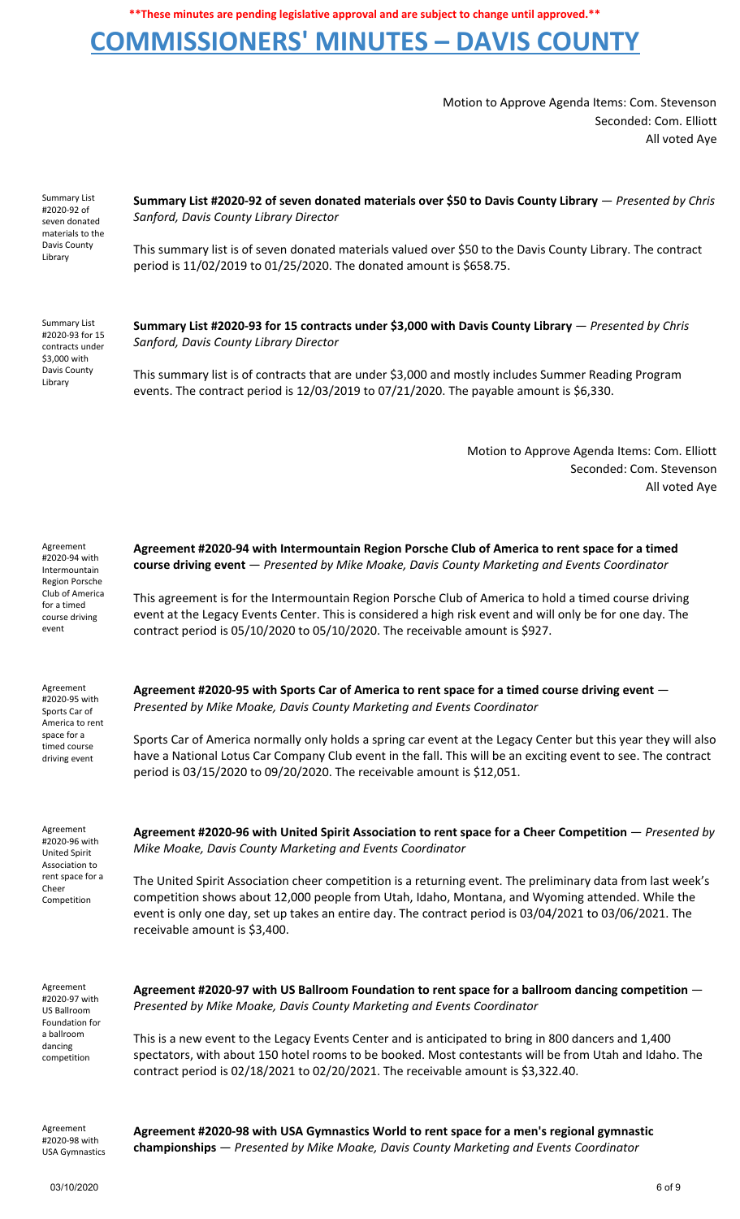**\*\*These minutes are pending legislative approval and are subject to change until approved.\*\***

# COMMISSIONERS' MINUTES – DAVIS COUNTY

Motion to Approve Agenda Items: Com. Stevenson
Seconded: Com. Elliott
All voted Aye

Summary List #2020-92 of seven donated materials to the Davis County Library

**Summary List #2020-92 of seven donated materials over $50 to Davis County Library** — *Presented by Chris Sanford, Davis County Library Director*

This summary list is of seven donated materials valued over $50 to the Davis County Library. The contract period is 11/02/2019 to 01/25/2020. The donated amount is $658.75.

Summary List #2020-93 for 15 contracts under $3,000 with Davis County Library

**Summary List #2020-93 for 15 contracts under $3,000 with Davis County Library** — *Presented by Chris Sanford, Davis County Library Director*

This summary list is of contracts that are under $3,000 and mostly includes Summer Reading Program events. The contract period is 12/03/2019 to 07/21/2020. The payable amount is $6,330.

Motion to Approve Agenda Items: Com. Elliott
Seconded: Com. Stevenson
All voted Aye

Agreement #2020-94 with Intermountain Region Porsche Club of America for a timed course driving event

**Agreement #2020-94 with Intermountain Region Porsche Club of America to rent space for a timed course driving event** — *Presented by Mike Moake, Davis County Marketing and Events Coordinator*

This agreement is for the Intermountain Region Porsche Club of America to hold a timed course driving event at the Legacy Events Center. This is considered a high risk event and will only be for one day. The contract period is 05/10/2020 to 05/10/2020. The receivable amount is $927.

Agreement #2020-95 with Sports Car of America to rent space for a timed course driving event

**Agreement #2020-95 with Sports Car of America to rent space for a timed course driving event** — *Presented by Mike Moake, Davis County Marketing and Events Coordinator*

Sports Car of America normally only holds a spring car event at the Legacy Center but this year they will also have a National Lotus Car Company Club event in the fall. This will be an exciting event to see. The contract period is 03/15/2020 to 09/20/2020. The receivable amount is $12,051.

Agreement #2020-96 with United Spirit Association to rent space for a Cheer Competition

**Agreement #2020-96 with United Spirit Association to rent space for a Cheer Competition** — *Presented by Mike Moake, Davis County Marketing and Events Coordinator*

The United Spirit Association cheer competition is a returning event. The preliminary data from last week's competition shows about 12,000 people from Utah, Idaho, Montana, and Wyoming attended. While the event is only one day, set up takes an entire day. The contract period is 03/04/2021 to 03/06/2021. The receivable amount is $3,400.

Agreement #2020-97 with US Ballroom Foundation for a ballroom dancing competition

**Agreement #2020-97 with US Ballroom Foundation to rent space for a ballroom dancing competition** — *Presented by Mike Moake, Davis County Marketing and Events Coordinator*

This is a new event to the Legacy Events Center and is anticipated to bring in 800 dancers and 1,400 spectators, with about 150 hotel rooms to be booked. Most contestants will be from Utah and Idaho. The contract period is 02/18/2021 to 02/20/2021. The receivable amount is $3,322.40.

Agreement #2020-98 with USA Gymnastics

**Agreement #2020-98 with USA Gymnastics World to rent space for a men's regional gymnastic championships** — *Presented by Mike Moake, Davis County Marketing and Events Coordinator*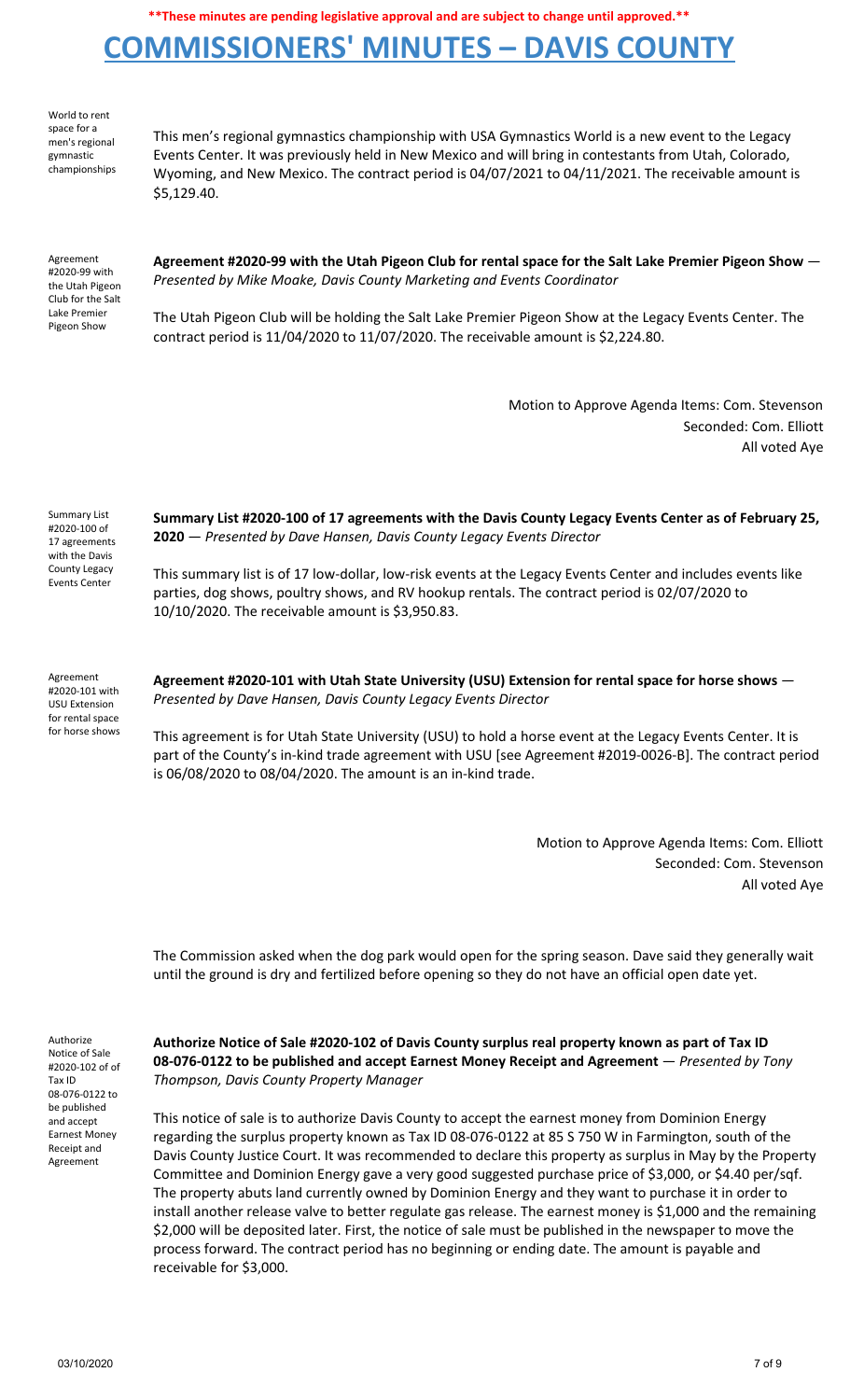**These minutes are pending legislative approval and are subject to change until approved.**

# COMMISSIONERS' MINUTES – DAVIS COUNTY

World to rent space for a men's regional gymnastic championships

This men's regional gymnastics championship with USA Gymnastics World is a new event to the Legacy Events Center. It was previously held in New Mexico and will bring in contestants from Utah, Colorado, Wyoming, and New Mexico. The contract period is 04/07/2021 to 04/11/2021. The receivable amount is $5,129.40.

Agreement #2020-99 with the Utah Pigeon Club for the Salt Lake Premier Pigeon Show

**Agreement #2020-99 with the Utah Pigeon Club for rental space for the Salt Lake Premier Pigeon Show** — *Presented by Mike Moake, Davis County Marketing and Events Coordinator*

The Utah Pigeon Club will be holding the Salt Lake Premier Pigeon Show at the Legacy Events Center. The contract period is 11/04/2020 to 11/07/2020. The receivable amount is $2,224.80.

Motion to Approve Agenda Items: Com. Stevenson
Seconded: Com. Elliott
All voted Aye

Summary List #2020-100 of 17 agreements with the Davis County Legacy Events Center

**Summary List #2020-100 of 17 agreements with the Davis County Legacy Events Center as of February 25, 2020** — *Presented by Dave Hansen, Davis County Legacy Events Director*

This summary list is of 17 low-dollar, low-risk events at the Legacy Events Center and includes events like parties, dog shows, poultry shows, and RV hookup rentals. The contract period is 02/07/2020 to 10/10/2020. The receivable amount is $3,950.83.

Agreement #2020-101 with USU Extension for rental space for horse shows

**Agreement #2020-101 with Utah State University (USU) Extension for rental space for horse shows** — *Presented by Dave Hansen, Davis County Legacy Events Director*

This agreement is for Utah State University (USU) to hold a horse event at the Legacy Events Center. It is part of the County's in-kind trade agreement with USU [see Agreement #2019-0026-B]. The contract period is 06/08/2020 to 08/04/2020. The amount is an in-kind trade.

Motion to Approve Agenda Items: Com. Elliott
Seconded: Com. Stevenson
All voted Aye

The Commission asked when the dog park would open for the spring season. Dave said they generally wait until the ground is dry and fertilized before opening so they do not have an official open date yet.

Authorize Notice of Sale #2020-102 of of Tax ID 08-076-0122 to be published and accept Earnest Money Receipt and Agreement

**Authorize Notice of Sale #2020-102 of Davis County surplus real property known as part of Tax ID 08-076-0122 to be published and accept Earnest Money Receipt and Agreement** — *Presented by Tony Thompson, Davis County Property Manager*

This notice of sale is to authorize Davis County to accept the earnest money from Dominion Energy regarding the surplus property known as Tax ID 08-076-0122 at 85 S 750 W in Farmington, south of the Davis County Justice Court. It was recommended to declare this property as surplus in May by the Property Committee and Dominion Energy gave a very good suggested purchase price of $3,000, or $4.40 per/sqf. The property abuts land currently owned by Dominion Energy and they want to purchase it in order to install another release valve to better regulate gas release. The earnest money is $1,000 and the remaining $2,000 will be deposited later. First, the notice of sale must be published in the newspaper to move the process forward. The contract period has no beginning or ending date. The amount is payable and receivable for $3,000.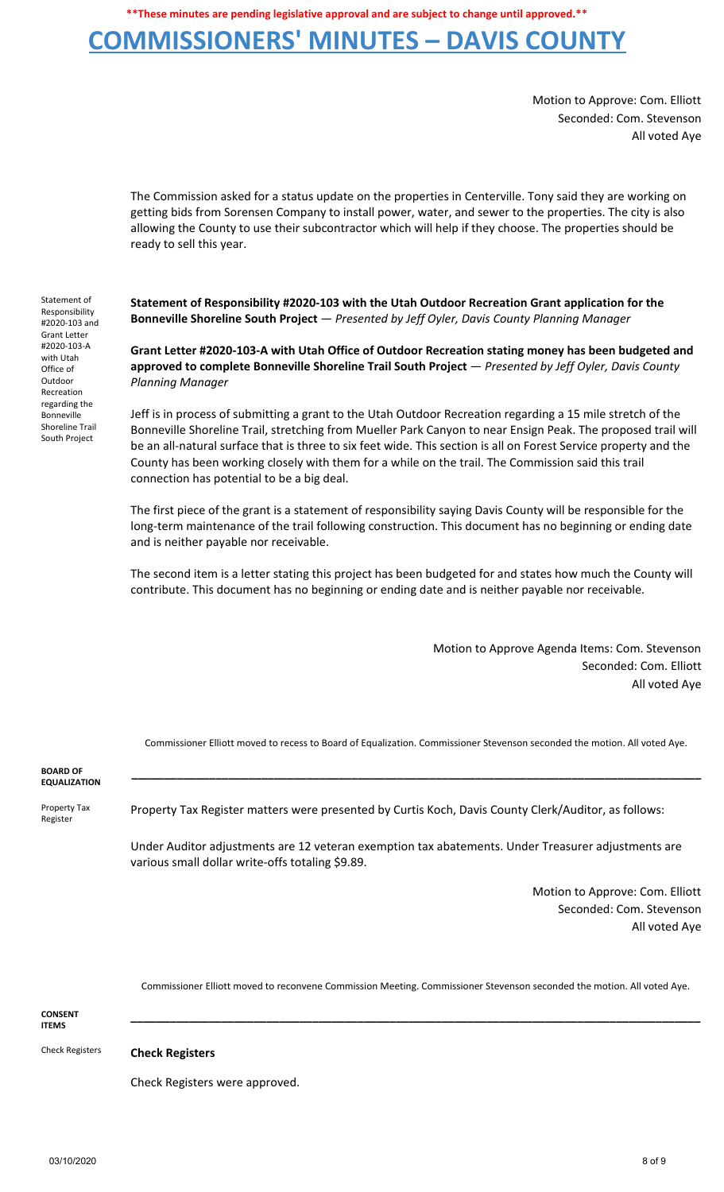**\*\*These minutes are pending legislative approval and are subject to change until approved.\*\***

# COMMISSIONERS' MINUTES – DAVIS COUNTY

Motion to Approve: Com. Elliott
Seconded: Com. Stevenson
All voted Aye

The Commission asked for a status update on the properties in Centerville. Tony said they are working on getting bids from Sorensen Company to install power, water, and sewer to the properties. The city is also allowing the County to use their subcontractor which will help if they choose. The properties should be ready to sell this year.

Statement of Responsibility #2020-103 and Grant Letter #2020-103-A with Utah Office of Outdoor Recreation regarding the Bonneville Shoreline Trail South Project

**Statement of Responsibility #2020-103 with the Utah Outdoor Recreation Grant application for the Bonneville Shoreline South Project** — *Presented by Jeff Oyler, Davis County Planning Manager*

**Grant Letter #2020-103-A with Utah Office of Outdoor Recreation stating money has been budgeted and approved to complete Bonneville Shoreline Trail South Project** — *Presented by Jeff Oyler, Davis County Planning Manager*

Jeff is in process of submitting a grant to the Utah Outdoor Recreation regarding a 15 mile stretch of the Bonneville Shoreline Trail, stretching from Mueller Park Canyon to near Ensign Peak. The proposed trail will be an all-natural surface that is three to six feet wide. This section is all on Forest Service property and the County has been working closely with them for a while on the trail. The Commission said this trail connection has potential to be a big deal.

The first piece of the grant is a statement of responsibility saying Davis County will be responsible for the long-term maintenance of the trail following construction. This document has no beginning or ending date and is neither payable nor receivable.

The second item is a letter stating this project has been budgeted for and states how much the County will contribute. This document has no beginning or ending date and is neither payable nor receivable.

Motion to Approve Agenda Items: Com. Stevenson
Seconded: Com. Elliott
All voted Aye

Commissioner Elliott moved to recess to Board of Equalization. Commissioner Stevenson seconded the motion. All voted Aye.

**BOARD OF EQUALIZATION**

---

Property Tax Register

Property Tax Register matters were presented by Curtis Koch, Davis County Clerk/Auditor, as follows:

Under Auditor adjustments are 12 veteran exemption tax abatements. Under Treasurer adjustments are various small dollar write-offs totaling $9.89.

Motion to Approve: Com. Elliott
Seconded: Com. Stevenson
All voted Aye

Commissioner Elliott moved to reconvene Commission Meeting. Commissioner Stevenson seconded the motion. All voted Aye.

**CONSENT ITEMS**

---

Check Registers

**Check Registers**

Check Registers were approved.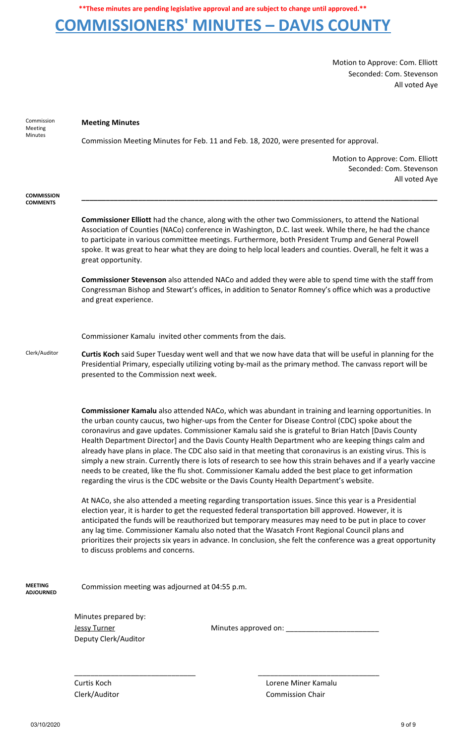**These minutes are pending legislative approval and are subject to change until approved.**

# COMMISSIONERS' MINUTES – DAVIS COUNTY

Motion to Approve: Com. Elliott
Seconded: Com. Stevenson
All voted Aye

Commission Meeting Minutes

**Meeting Minutes**

Commission Meeting Minutes for Feb. 11 and Feb. 18, 2020, were presented for approval.

Motion to Approve: Com. Elliott
Seconded: Com. Stevenson
All voted Aye

**COMMISSION COMMENTS**

---

**Commissioner Elliott** had the chance, along with the other two Commissioners, to attend the National Association of Counties (NACo) conference in Washington, D.C. last week. While there, he had the chance to participate in various committee meetings. Furthermore, both President Trump and General Powell spoke. It was great to hear what they are doing to help local leaders and counties. Overall, he felt it was a great opportunity.

**Commissioner Stevenson** also attended NACo and added they were able to spend time with the staff from Congressman Bishop and Stewart's offices, in addition to Senator Romney's office which was a productive and great experience.

Commissioner Kamalu invited other comments from the dais.

Clerk/Auditor

**Curtis Koch** said Super Tuesday went well and that we now have data that will be useful in planning for the Presidential Primary, especially utilizing voting by-mail as the primary method. The canvass report will be presented to the Commission next week.

**Commissioner Kamalu** also attended NACo, which was abundant in training and learning opportunities. In the urban county caucus, two higher-ups from the Center for Disease Control (CDC) spoke about the coronavirus and gave updates. Commissioner Kamalu said she is grateful to Brian Hatch [Davis County Health Department Director] and the Davis County Health Department who are keeping things calm and already have plans in place. The CDC also said in that meeting that coronavirus is an existing virus. This is simply a new strain. Currently there is lots of research to see how this strain behaves and if a yearly vaccine needs to be created, like the flu shot. Commissioner Kamalu added the best place to get information regarding the virus is the CDC website or the Davis County Health Department's website.

At NACo, she also attended a meeting regarding transportation issues. Since this year is a Presidential election year, it is harder to get the requested federal transportation bill approved. However, it is anticipated the funds will be reauthorized but temporary measures may need to be put in place to cover any lag time. Commissioner Kamalu also noted that the Wasatch Front Regional Council plans and prioritizes their projects six years in advance. In conclusion, she felt the conference was a great opportunity to discuss problems and concerns.

**MEETING ADJOURNED**

Commission meeting was adjourned at 04:55 p.m.

Minutes prepared by:
Jessy Turner
Deputy Clerk/Auditor

Minutes approved on: ______________________

______________________________
Curtis Koch
Clerk/Auditor

______________________________
Lorene Miner Kamalu
Commission Chair

03/10/2020